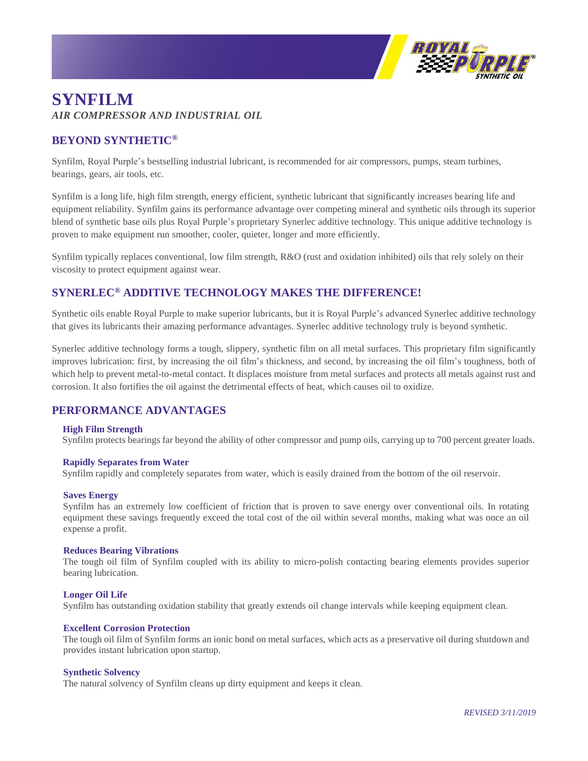# SYNFILM

*AIR COMPRESSOR AND INDUSTRIAL OIL*

## BEYOND SYNTHETIC®

Synfilm, Royal Purple's bestselling industrial lubricant, is recommended for air compressors, pumps, steam turbines, bearings, gears, air tools, etc.

Synfilm is a long life, high film strength, energy efficient, synthetic lubricant that significantly increases bearing life and equipment reliability. Synfilm gains its performance advantage over competing mineral and synthetic oils through its superior blend of synthetic base oils plus Royal Purple's proprietary Synerlec additive technology. This unique additive technology is proven to make equipment run smoother, cooler, quieter, longer and more efficiently.

Synfilm typically replaces conventional, low film strength, R&O (rust and oxidation inhibited) oils that rely solely on their viscosity to protect equipment against wear.

## SYNERLEC® ADDITIVE TECHNOLOGY MAKES THE DIFFERENCE!

Synthetic oils enable Royal Purple to make superior lubricants, but it is Royal Purple's advanced Synerlec additive technology that gives its lubricants their amazing performance advantages. Synerlec additive technology truly is beyond synthetic.

Synerlec additive technology forms a tough, slippery, synthetic film on all metal surfaces. This proprietary film significantly improves lubrication: first, by increasing the oil film's thickness, and second, by increasing the oil film's toughness, both of which help to prevent metal-to-metal contact. It displaces moisture from metal surfaces and protects all metals against rust and corrosion. It also fortifies the oil against the detrimental effects of heat, which causes oil to oxidize.

## PERFORMANCE ADVANTAGES

**High Film Strength**
Synfilm protects bearings far beyond the ability of other compressor and pump oils, carrying up to 700 percent greater loads.

**Rapidly Separates from Water**
Synfilm rapidly and completely separates from water, which is easily drained from the bottom of the oil reservoir.

**Saves Energy**
Synfilm has an extremely low coefficient of friction that is proven to save energy over conventional oils. In rotating equipment these savings frequently exceed the total cost of the oil within several months, making what was once an oil expense a profit.

**Reduces Bearing Vibrations**
The tough oil film of Synfilm coupled with its ability to micro-polish contacting bearing elements provides superior bearing lubrication.

**Longer Oil Life**
Synfilm has outstanding oxidation stability that greatly extends oil change intervals while keeping equipment clean.

**Excellent Corrosion Protection**
The tough oil film of Synfilm forms an ionic bond on metal surfaces, which acts as a preservative oil during shutdown and provides instant lubrication upon startup.

**Synthetic Solvency**
The natural solvency of Synfilm cleans up dirty equipment and keeps it clean.

*REVISED 3/11/2019*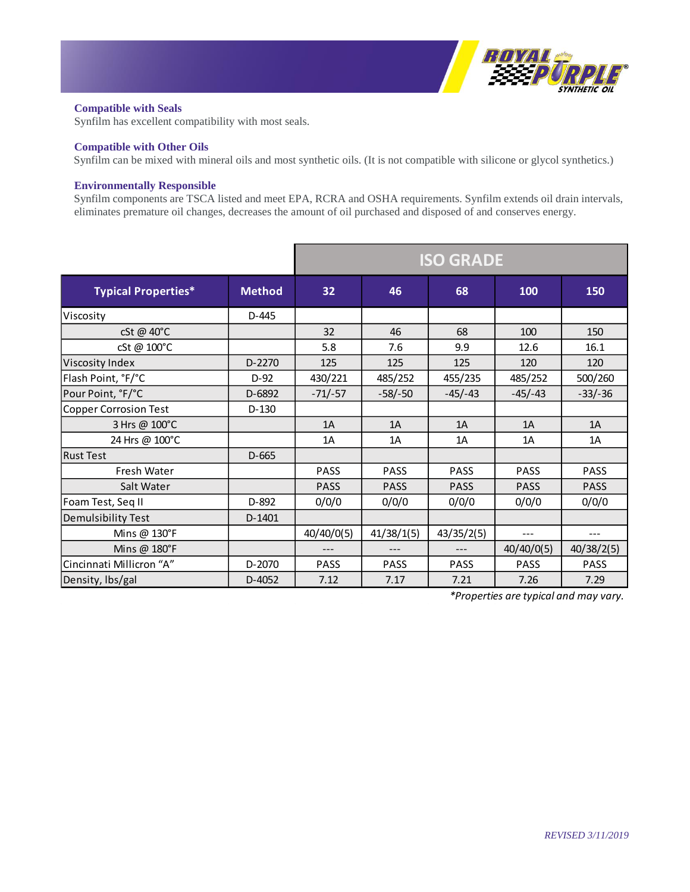### Compatible with Seals

Synfilm has excellent compatibility with most seals.

### Compatible with Other Oils

Synfilm can be mixed with mineral oils and most synthetic oils. (It is not compatible with silicone or glycol synthetics.)

### Environmentally Responsible

Synfilm components are TSCA listed and meet EPA, RCRA and OSHA requirements. Synfilm extends oil drain intervals, eliminates premature oil changes, decreases the amount of oil purchased and disposed of and conserves energy.

| | | ISO GRADE | | | | |
|---|---|---|---|---|---|---|
| **Typical Properties*** | **Method** | **32** | **46** | **68** | **100** | **150** |
| Viscosity | D-445 | | | | | |
| cSt @ 40°C | | 32 | 46 | 68 | 100 | 150 |
| cSt @ 100°C | | 5.8 | 7.6 | 9.9 | 12.6 | 16.1 |
| Viscosity Index | D-2270 | 125 | 125 | 125 | 120 | 120 |
| Flash Point, °F/°C | D-92 | 430/221 | 485/252 | 455/235 | 485/252 | 500/260 |
| Pour Point, °F/°C | D-6892 | -71/-57 | -58/-50 | -45/-43 | -45/-43 | -33/-36 |
| Copper Corrosion Test | D-130 | | | | | |
| 3 Hrs @ 100°C | | 1A | 1A | 1A | 1A | 1A |
| 24 Hrs @ 100°C | | 1A | 1A | 1A | 1A | 1A |
| Rust Test | D-665 | | | | | |
| Fresh Water | | PASS | PASS | PASS | PASS | PASS |
| Salt Water | | PASS | PASS | PASS | PASS | PASS |
| Foam Test, Seq II | D-892 | 0/0/0 | 0/0/0 | 0/0/0 | 0/0/0 | 0/0/0 |
| Demulsibility Test | D-1401 | | | | | |
| Mins @ 130°F | | 40/40/0(5) | 41/38/1(5) | 43/35/2(5) | --- | --- |
| Mins @ 180°F | | --- | --- | --- | 40/40/0(5) | 40/38/2(5) |
| Cincinnati Millicron "A" | D-2070 | PASS | PASS | PASS | PASS | PASS |
| Density, lbs/gal | D-4052 | 7.12 | 7.17 | 7.21 | 7.26 | 7.29 |

*\*Properties are typical and may vary.*

*REVISED 3/11/2019*